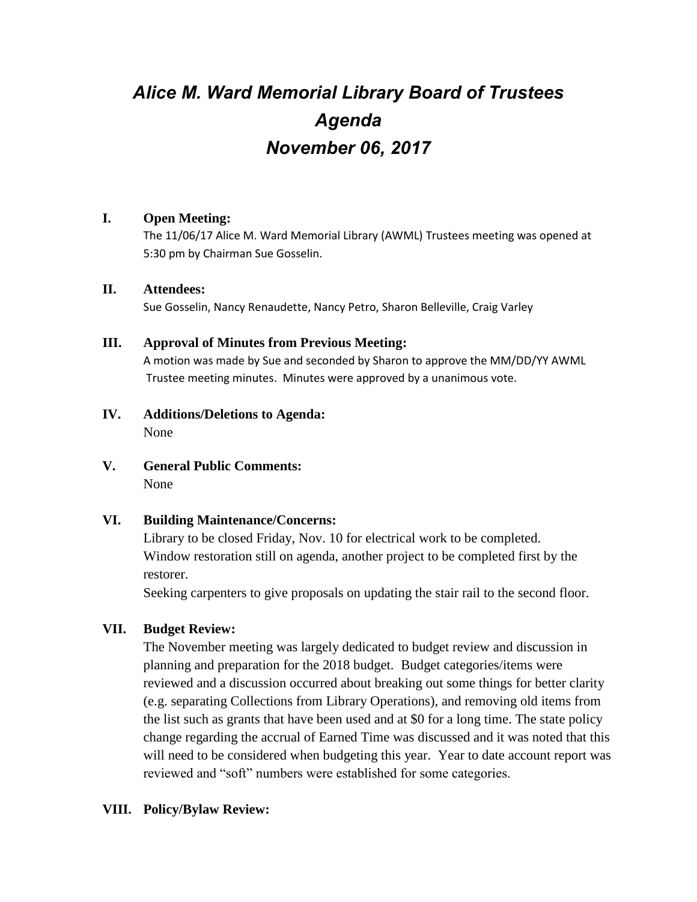# *Alice M. Ward Memorial Library Board of Trustees*
# *Agenda*
# *November 06, 2017*

**I. Open Meeting:**

The 11/06/17 Alice M. Ward Memorial Library (AWML) Trustees meeting was opened at 5:30 pm by Chairman Sue Gosselin.

**II. Attendees:**

Sue Gosselin, Nancy Renaudette, Nancy Petro, Sharon Belleville, Craig Varley

**III. Approval of Minutes from Previous Meeting:**

A motion was made by Sue and seconded by Sharon to approve the MM/DD/YY AWML Trustee meeting minutes. Minutes were approved by a unanimous vote.

**IV. Additions/Deletions to Agenda:**

None

**V. General Public Comments:**

None

**VI. Building Maintenance/Concerns:**

Library to be closed Friday, Nov. 10 for electrical work to be completed.
Window restoration still on agenda, another project to be completed first by the restorer.
Seeking carpenters to give proposals on updating the stair rail to the second floor.

**VII. Budget Review:**

The November meeting was largely dedicated to budget review and discussion in planning and preparation for the 2018 budget. Budget categories/items were reviewed and a discussion occurred about breaking out some things for better clarity (e.g. separating Collections from Library Operations), and removing old items from the list such as grants that have been used and at $0 for a long time. The state policy change regarding the accrual of Earned Time was discussed and it was noted that this will need to be considered when budgeting this year. Year to date account report was reviewed and "soft" numbers were established for some categories.

**VIII. Policy/Bylaw Review:**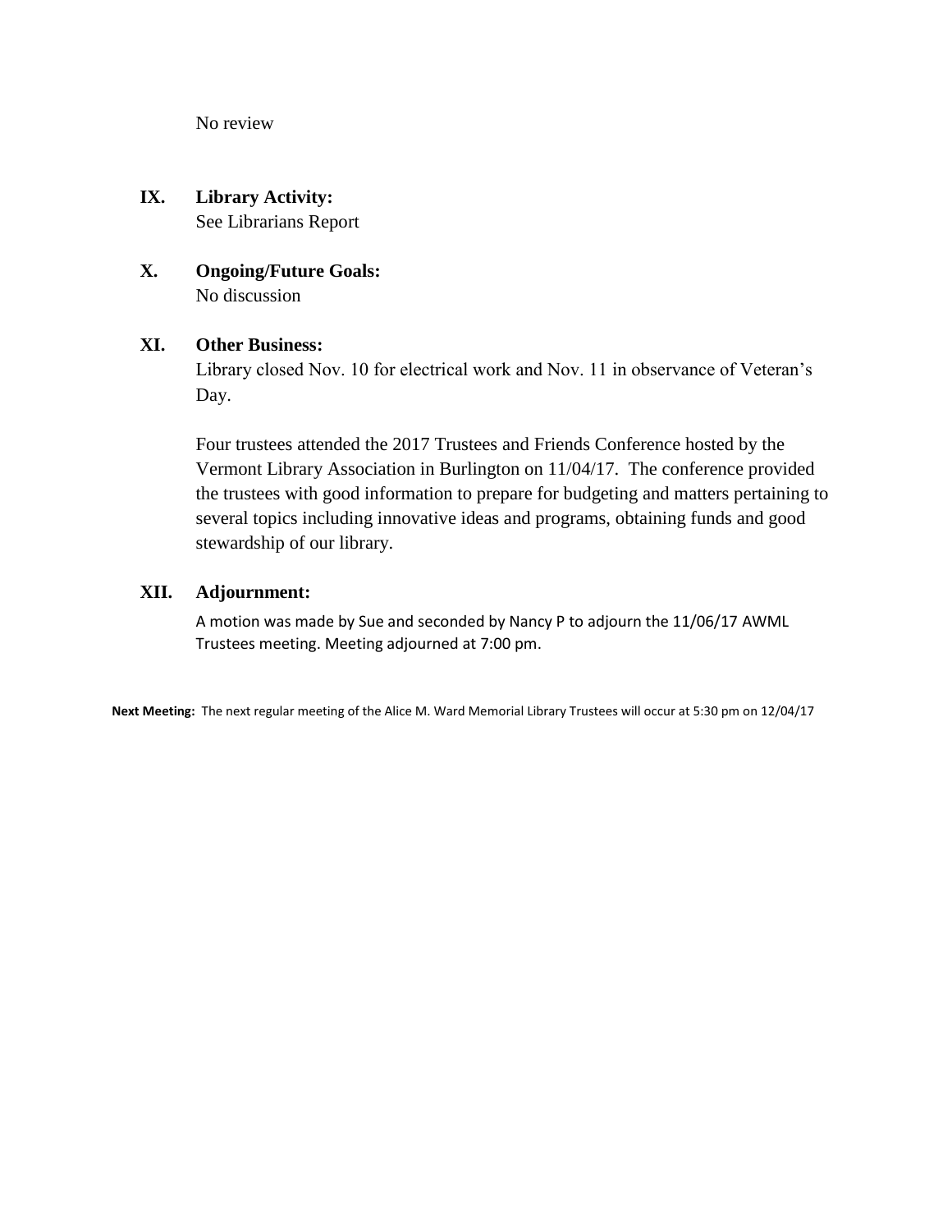No review

## IX. Library Activity:

See Librarians Report

## X. Ongoing/Future Goals:

No discussion

## XI. Other Business:

Library closed Nov. 10 for electrical work and Nov. 11 in observance of Veteran's Day.

Four trustees attended the 2017 Trustees and Friends Conference hosted by the Vermont Library Association in Burlington on 11/04/17. The conference provided the trustees with good information to prepare for budgeting and matters pertaining to several topics including innovative ideas and programs, obtaining funds and good stewardship of our library.

## XII. Adjournment:

A motion was made by Sue and seconded by Nancy P to adjourn the 11/06/17 AWML Trustees meeting. Meeting adjourned at 7:00 pm.

**Next Meeting:** The next regular meeting of the Alice M. Ward Memorial Library Trustees will occur at 5:30 pm on 12/04/17